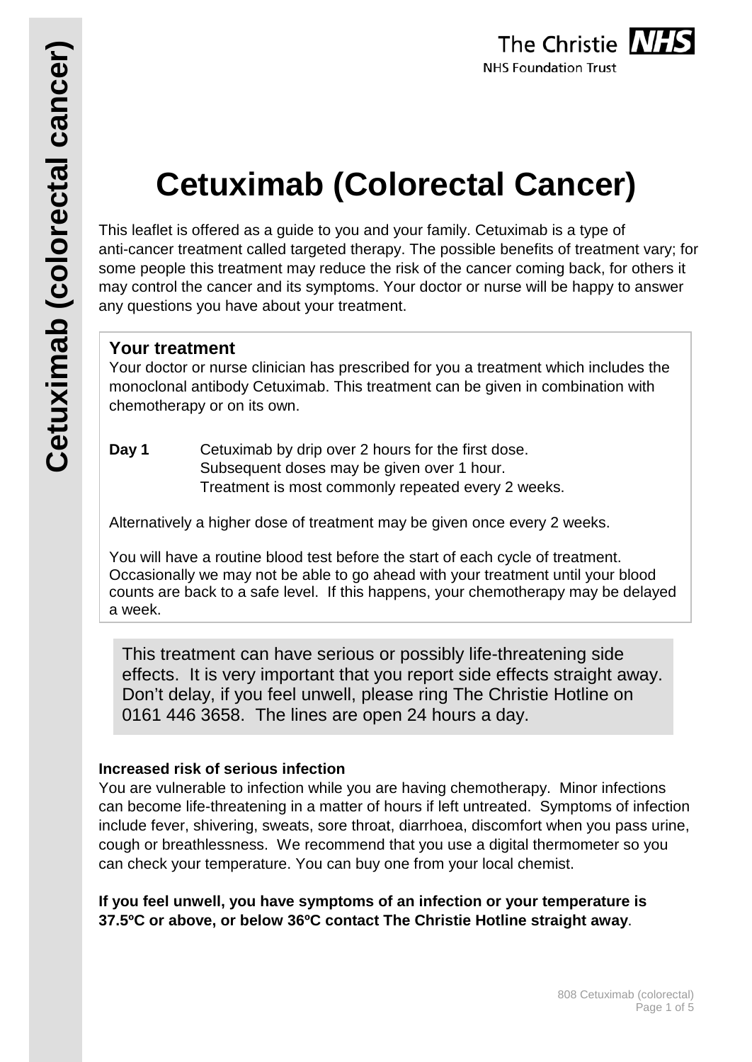# Cetuximab (Colorectal Cancer)

This leaflet is offered as a guide to you and your family. Cetuximab is a type of anti-cancer treatment called targeted therapy. The possible benefits of treatment vary; for some people this treatment may reduce the risk of the cancer coming back, for others it may control the cancer and its symptoms. Your doctor or nurse will be happy to answer any questions you have about your treatment.

## Your treatment

Your doctor or nurse clinician has prescribed for you a treatment which includes the monoclonal antibody Cetuximab. This treatment can be given in combination with chemotherapy or on its own.

**Day 1** Cetuximab by drip over 2 hours for the first dose.
Subsequent doses may be given over 1 hour.
Treatment is most commonly repeated every 2 weeks.

Alternatively a higher dose of treatment may be given once every 2 weeks.

You will have a routine blood test before the start of each cycle of treatment. Occasionally we may not be able to go ahead with your treatment until your blood counts are back to a safe level. If this happens, your chemotherapy may be delayed a week.

This treatment can have serious or possibly life-threatening side effects. It is very important that you report side effects straight away. Don't delay, if you feel unwell, please ring The Christie Hotline on 0161 446 3658. The lines are open 24 hours a day.

**Increased risk of serious infection**

You are vulnerable to infection while you are having chemotherapy. Minor infections can become life-threatening in a matter of hours if left untreated. Symptoms of infection include fever, shivering, sweats, sore throat, diarrhoea, discomfort when you pass urine, cough or breathlessness. We recommend that you use a digital thermometer so you can check your temperature. You can buy one from your local chemist.

**If you feel unwell, you have symptoms of an infection or your temperature is 37.5ºC or above, or below 36ºC contact The Christie Hotline straight away**.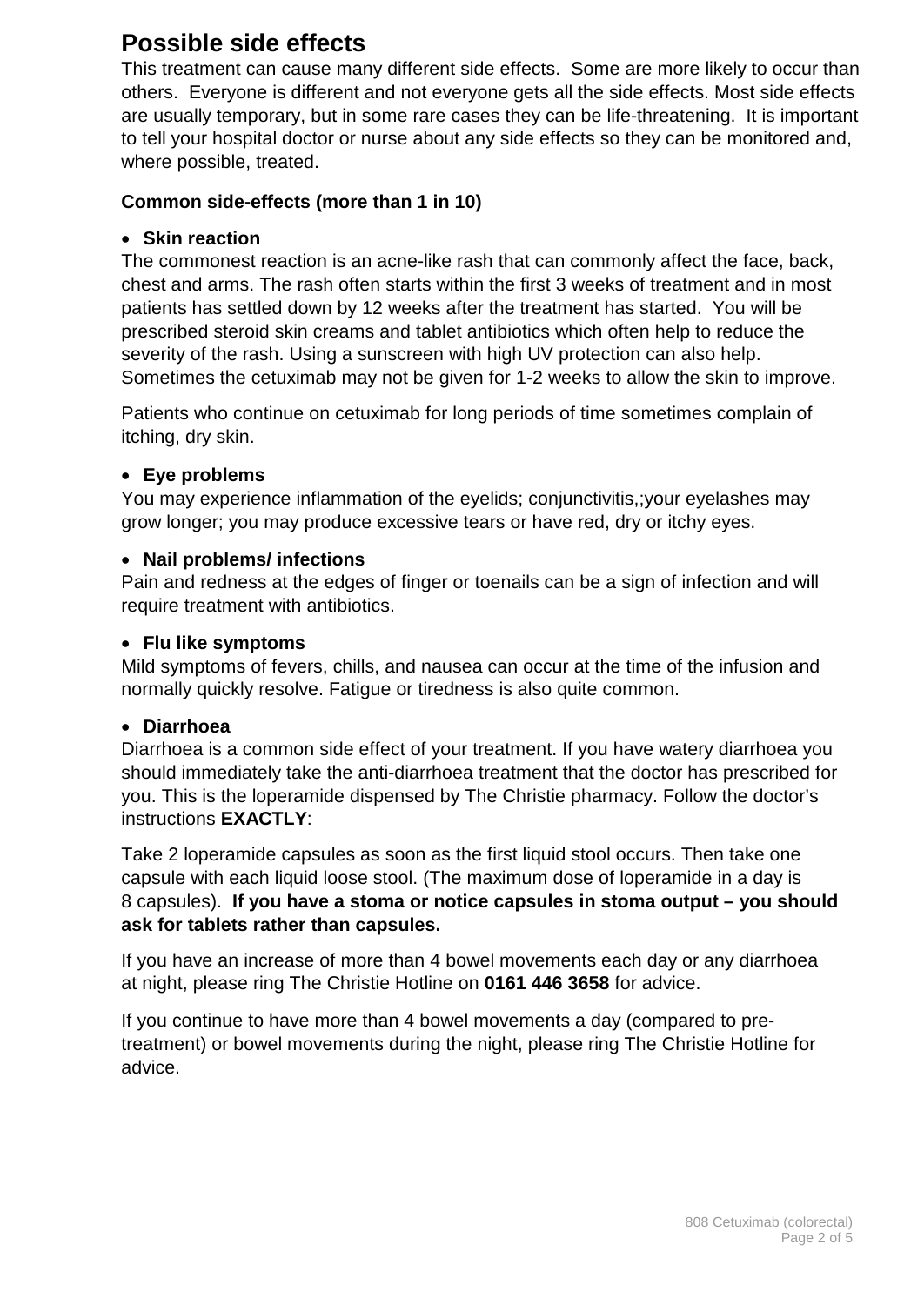## Possible side effects

This treatment can cause many different side effects. Some are more likely to occur than others. Everyone is different and not everyone gets all the side effects. Most side effects are usually temporary, but in some rare cases they can be life-threatening. It is important to tell your hospital doctor or nurse about any side effects so they can be monitored and, where possible, treated.

**Common side-effects (more than 1 in 10)**

- **Skin reaction**

The commonest reaction is an acne-like rash that can commonly affect the face, back, chest and arms. The rash often starts within the first 3 weeks of treatment and in most patients has settled down by 12 weeks after the treatment has started. You will be prescribed steroid skin creams and tablet antibiotics which often help to reduce the severity of the rash. Using a sunscreen with high UV protection can also help. Sometimes the cetuximab may not be given for 1-2 weeks to allow the skin to improve.

Patients who continue on cetuximab for long periods of time sometimes complain of itching, dry skin.

- **Eye problems**

You may experience inflammation of the eyelids; conjunctivitis,;your eyelashes may grow longer; you may produce excessive tears or have red, dry or itchy eyes.

- **Nail problems/ infections**

Pain and redness at the edges of finger or toenails can be a sign of infection and will require treatment with antibiotics.

- **Flu like symptoms**

Mild symptoms of fevers, chills, and nausea can occur at the time of the infusion and normally quickly resolve. Fatigue or tiredness is also quite common.

- **Diarrhoea**

Diarrhoea is a common side effect of your treatment. If you have watery diarrhoea you should immediately take the anti-diarrhoea treatment that the doctor has prescribed for you. This is the loperamide dispensed by The Christie pharmacy. Follow the doctor's instructions **EXACTLY**:

Take 2 loperamide capsules as soon as the first liquid stool occurs. Then take one capsule with each liquid loose stool. (The maximum dose of loperamide in a day is 8 capsules). **If you have a stoma or notice capsules in stoma output – you should ask for tablets rather than capsules.**

If you have an increase of more than 4 bowel movements each day or any diarrhoea at night, please ring The Christie Hotline on **0161 446 3658** for advice.

If you continue to have more than 4 bowel movements a day (compared to pre-treatment) or bowel movements during the night, please ring The Christie Hotline for advice.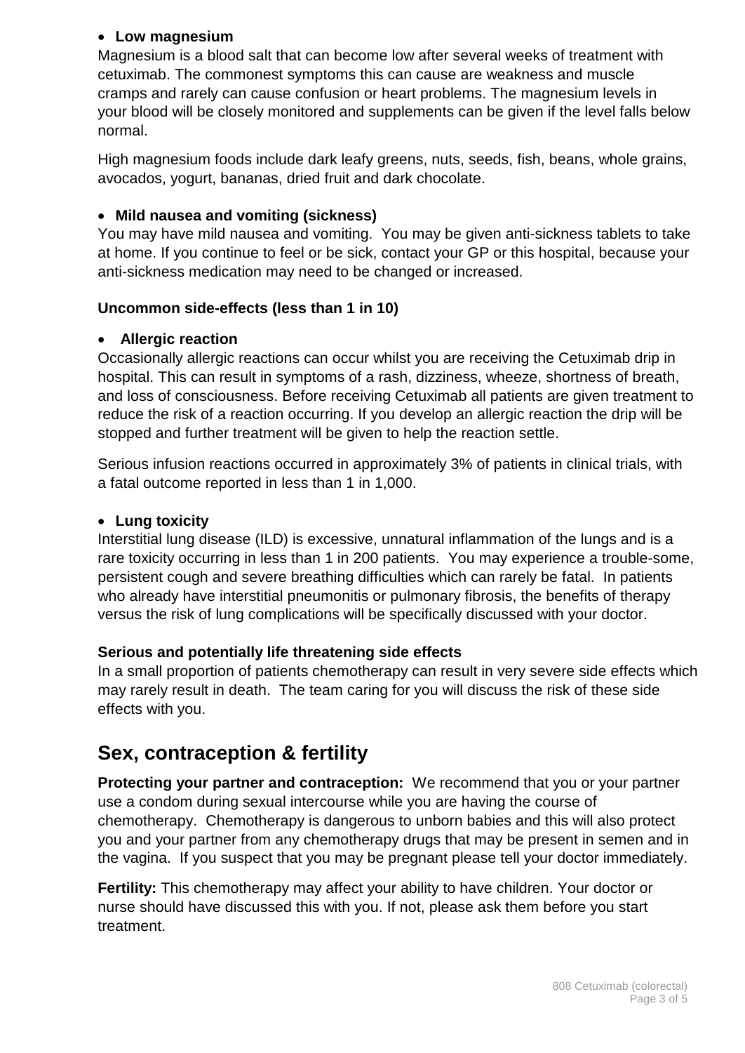- **Low magnesium**

Magnesium is a blood salt that can become low after several weeks of treatment with cetuximab. The commonest symptoms this can cause are weakness and muscle cramps and rarely can cause confusion or heart problems. The magnesium levels in your blood will be closely monitored and supplements can be given if the level falls below normal.

High magnesium foods include dark leafy greens, nuts, seeds, fish, beans, whole grains, avocados, yogurt, bananas, dried fruit and dark chocolate.

- **Mild nausea and vomiting (sickness)**

You may have mild nausea and vomiting. You may be given anti-sickness tablets to take at home. If you continue to feel or be sick, contact your GP or this hospital, because your anti-sickness medication may need to be changed or increased.

**Uncommon side-effects (less than 1 in 10)**

- **Allergic reaction**

Occasionally allergic reactions can occur whilst you are receiving the Cetuximab drip in hospital. This can result in symptoms of a rash, dizziness, wheeze, shortness of breath, and loss of consciousness. Before receiving Cetuximab all patients are given treatment to reduce the risk of a reaction occurring. If you develop an allergic reaction the drip will be stopped and further treatment will be given to help the reaction settle.

Serious infusion reactions occurred in approximately 3% of patients in clinical trials, with a fatal outcome reported in less than 1 in 1,000.

- **Lung toxicity**

Interstitial lung disease (ILD) is excessive, unnatural inflammation of the lungs and is a rare toxicity occurring in less than 1 in 200 patients. You may experience a trouble-some, persistent cough and severe breathing difficulties which can rarely be fatal. In patients who already have interstitial pneumonitis or pulmonary fibrosis, the benefits of therapy versus the risk of lung complications will be specifically discussed with your doctor.

**Serious and potentially life threatening side effects**

In a small proportion of patients chemotherapy can result in very severe side effects which may rarely result in death. The team caring for you will discuss the risk of these side effects with you.

## Sex, contraception & fertility

**Protecting your partner and contraception:** We recommend that you or your partner use a condom during sexual intercourse while you are having the course of chemotherapy. Chemotherapy is dangerous to unborn babies and this will also protect you and your partner from any chemotherapy drugs that may be present in semen and in the vagina. If you suspect that you may be pregnant please tell your doctor immediately.

**Fertility:** This chemotherapy may affect your ability to have children. Your doctor or nurse should have discussed this with you. If not, please ask them before you start treatment.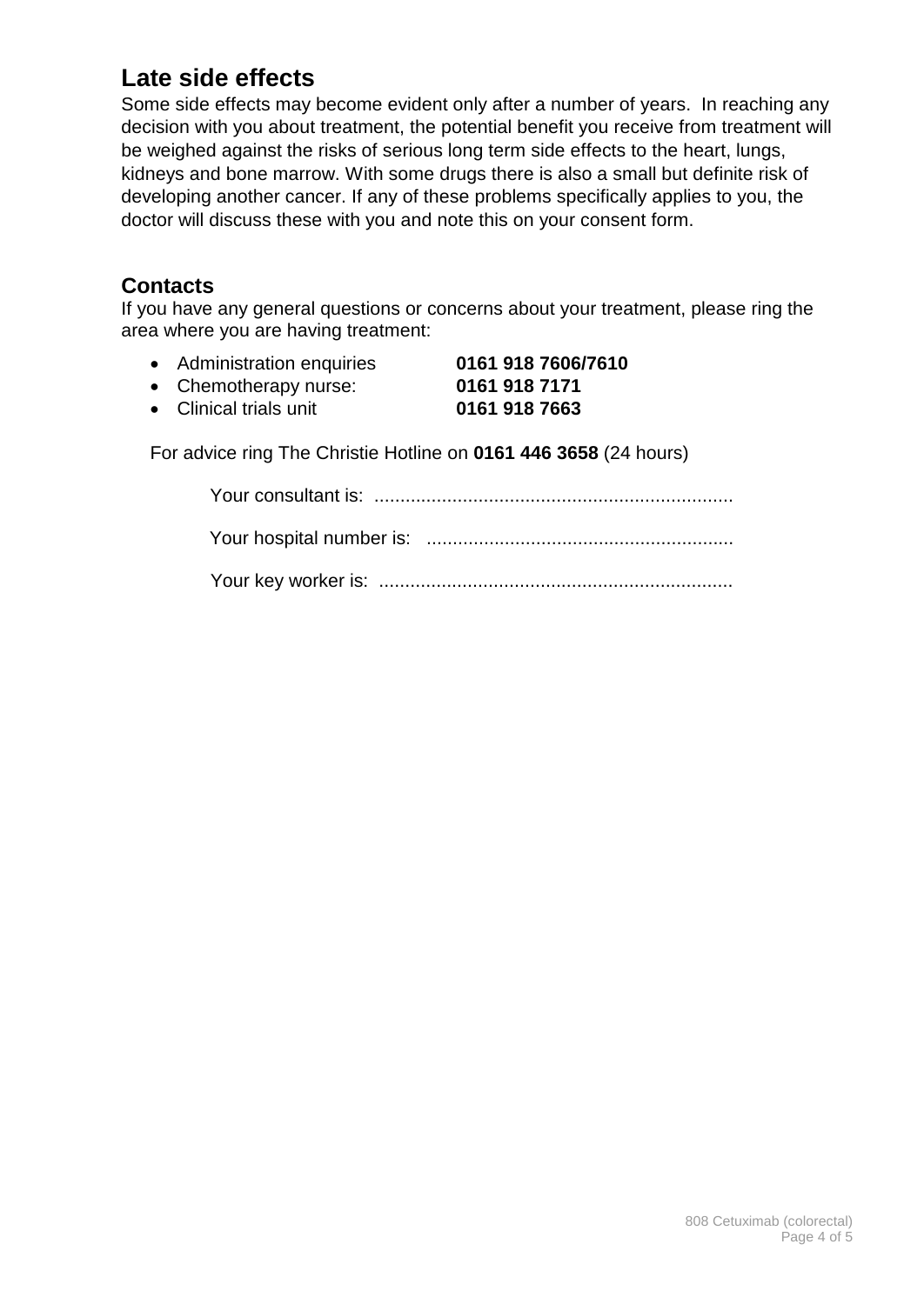## Late side effects

Some side effects may become evident only after a number of years. In reaching any decision with you about treatment, the potential benefit you receive from treatment will be weighed against the risks of serious long term side effects to the heart, lungs, kidneys and bone marrow. With some drugs there is also a small but definite risk of developing another cancer. If any of these problems specifically applies to you, the doctor will discuss these with you and note this on your consent form.

## Contacts

If you have any general questions or concerns about your treatment, please ring the area where you are having treatment:

- Administration enquiries **0161 918 7606/7610**
- Chemotherapy nurse: **0161 918 7171**
- Clinical trials unit **0161 918 7663**

For advice ring The Christie Hotline on **0161 446 3658** (24 hours)

Your consultant is: ....................................................................

Your hospital number is: ..........................................................

Your key worker is: ..................................................................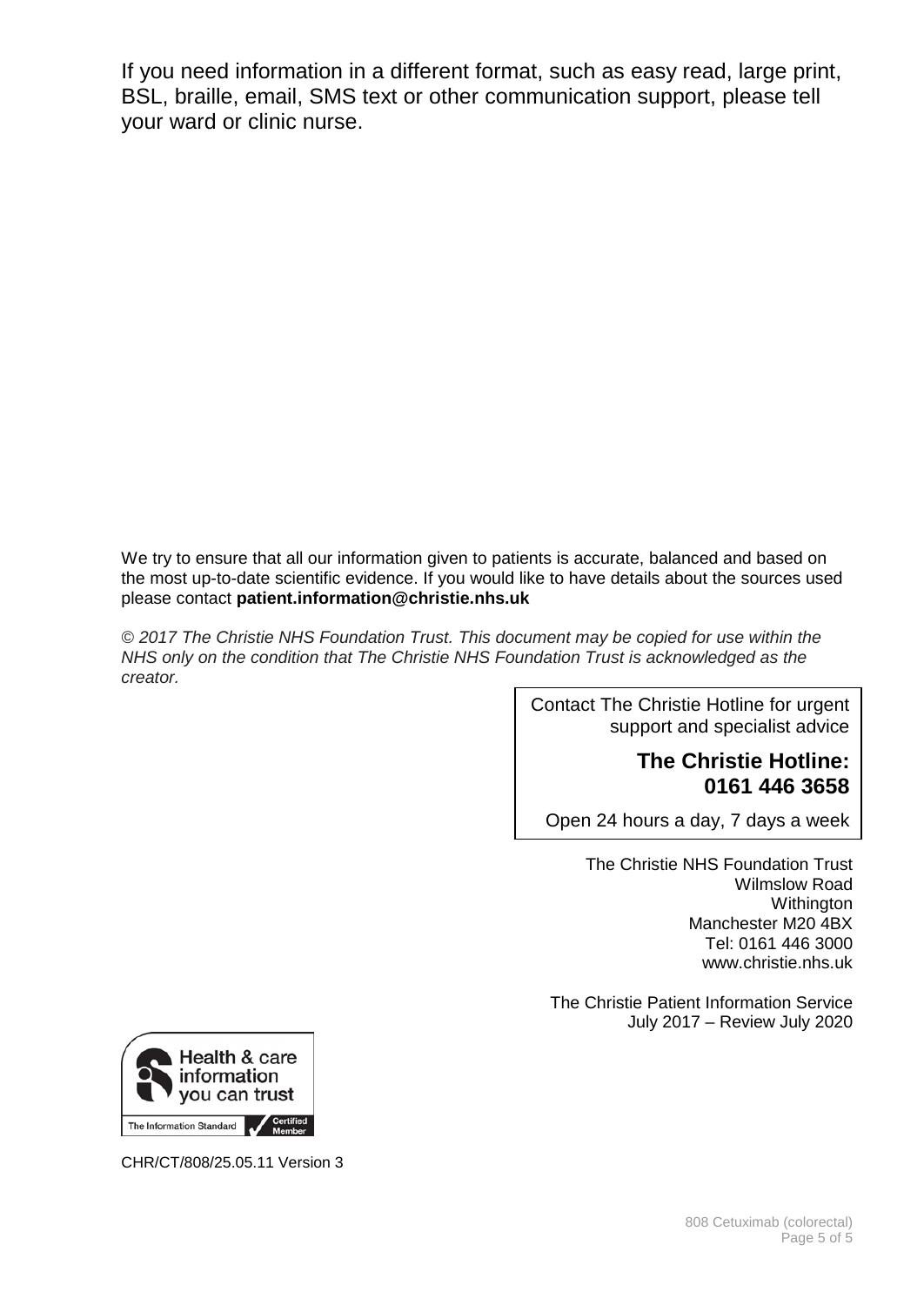If you need information in a different format, such as easy read, large print, BSL, braille, email, SMS text or other communication support, please tell your ward or clinic nurse.

We try to ensure that all our information given to patients is accurate, balanced and based on the most up-to-date scientific evidence. If you would like to have details about the sources used please contact **patient.information@christie.nhs.uk**

*© 2017 The Christie NHS Foundation Trust. This document may be copied for use within the NHS only on the condition that The Christie NHS Foundation Trust is acknowledged as the creator.*

Contact The Christie Hotline for urgent support and specialist advice

**The Christie Hotline: 0161 446 3658**

Open 24 hours a day, 7 days a week

The Christie NHS Foundation Trust
Wilmslow Road
Withington
Manchester M20 4BX
Tel: 0161 446 3000
www.christie.nhs.uk

The Christie Patient Information Service
July 2017 – Review July 2020

Health & care information you can trust
The Information Standard Certified Member

CHR/CT/808/25.05.11 Version 3

808 Cetuximab (colorectal)